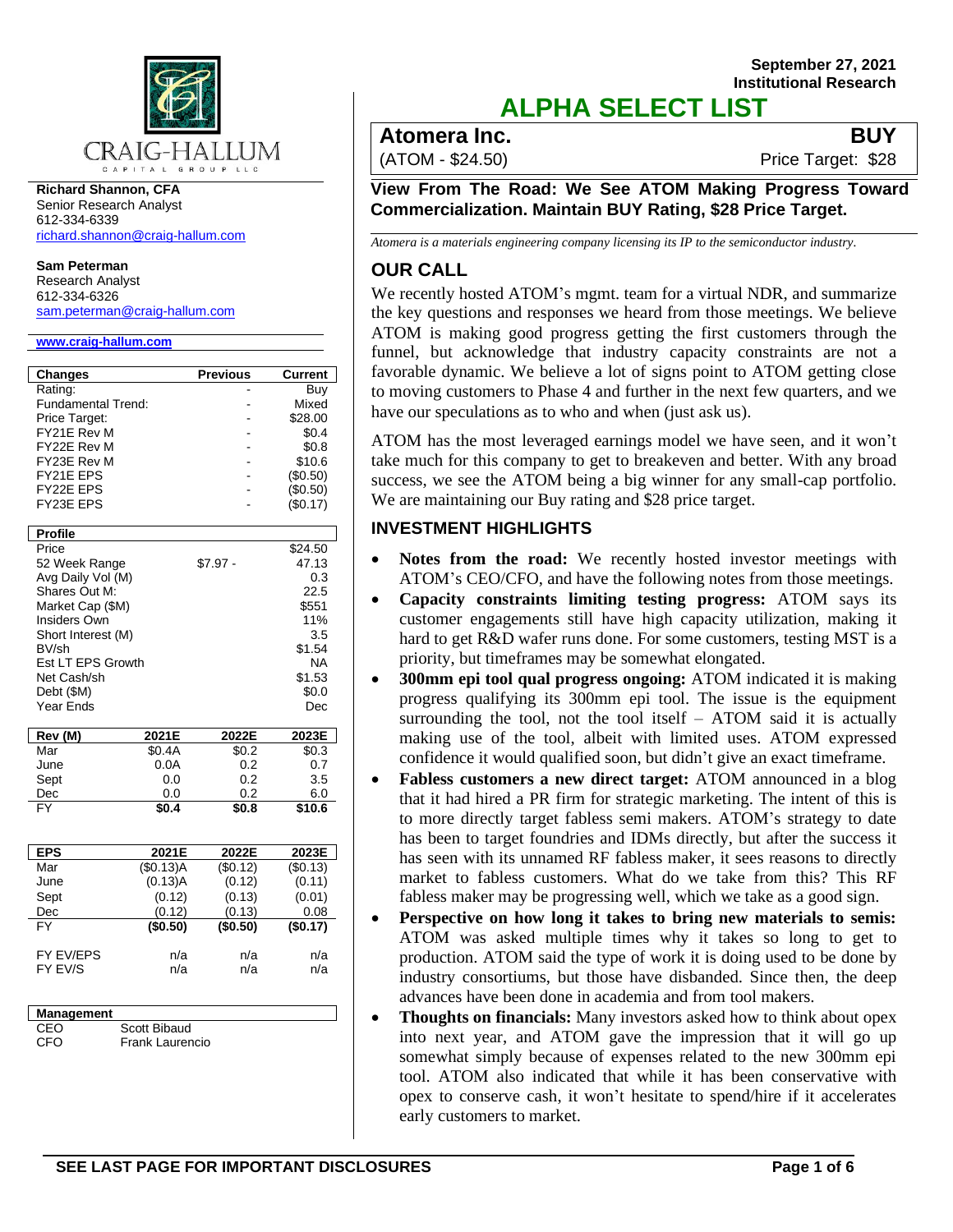September 27, 2021
Institutional Research

# ALPHA SELECT LIST

## Atomera Inc. — BUY

(ATOM - $24.50) Price Target: $28

### View From The Road: We See ATOM Making Progress Toward Commercialization. Maintain BUY Rating, $28 Price Target.

*Atomera is a materials engineering company licensing its IP to the semiconductor industry.*

**Richard Shannon, CFA**
Senior Research Analyst
612-334-6339
richard.shannon@craig-hallum.com

**Sam Peterman**
Research Analyst
612-334-6326
sam.peterman@craig-hallum.com

www.craig-hallum.com

| Changes | Previous | Current |
|---|---|---|
| Rating: | - | Buy |
| Fundamental Trend: | - | Mixed |
| Price Target: | - | $28.00 |
| FY21E Rev M | - | $0.4 |
| FY22E Rev M | - | $0.8 |
| FY23E Rev M | - | $10.6 |
| FY21E EPS | - | ($0.50) |
| FY22E EPS | - | ($0.50) |
| FY23E EPS | - | ($0.17) |

| Profile | | |
|---|---|---|
| Price | | $24.50 |
| 52 Week Range | $7.97 - | 47.13 |
| Avg Daily Vol (M) | | 0.3 |
| Shares Out M: | | 22.5 |
| Market Cap ($M) | | $551 |
| Insiders Own | | 11% |
| Short Interest (M) | | 3.5 |
| BV/sh | | $1.54 |
| Est LT EPS Growth | | NA |
| Net Cash/sh | | $1.53 |
| Debt ($M) | | $0.0 |
| Year Ends | | Dec |

| Rev (M) | 2021E | 2022E | 2023E |
|---|---|---|---|
| Mar | $0.4A | $0.2 | $0.3 |
| June | 0.0A | 0.2 | 0.7 |
| Sept | 0.0 | 0.2 | 3.5 |
| Dec | 0.0 | 0.2 | 6.0 |
| FY | **$0.4** | **$0.8** | **$10.6** |

| EPS | 2021E | 2022E | 2023E |
|---|---|---|---|
| Mar | ($0.13)A | ($0.12) | ($0.13) |
| June | (0.13)A | (0.12) | (0.11) |
| Sept | (0.12) | (0.13) | (0.01) |
| Dec | (0.12) | (0.13) | 0.08 |
| FY | **($0.50)** | **($0.50)** | **($0.17)** |
| FY EV/EPS | n/a | n/a | n/a |
| FY EV/S | n/a | n/a | n/a |

| Management | |
|---|---|
| CEO | Scott Bibaud |
| CFO | Frank Laurencio |

## OUR CALL

We recently hosted ATOM's mgmt. team for a virtual NDR, and summarize the key questions and responses we heard from those meetings. We believe ATOM is making good progress getting the first customers through the funnel, but acknowledge that industry capacity constraints are not a favorable dynamic. We believe a lot of signs point to ATOM getting close to moving customers to Phase 4 and further in the next few quarters, and we have our speculations as to who and when (just ask us).

ATOM has the most leveraged earnings model we have seen, and it won't take much for this company to get to breakeven and better. With any broad success, we see the ATOM being a big winner for any small-cap portfolio. We are maintaining our Buy rating and $28 price target.

## INVESTMENT HIGHLIGHTS

- **Notes from the road:** We recently hosted investor meetings with ATOM's CEO/CFO, and have the following notes from those meetings.
- **Capacity constraints limiting testing progress:** ATOM says its customer engagements still have high capacity utilization, making it hard to get R&D wafer runs done. For some customers, testing MST is a priority, but timeframes may be somewhat elongated.
- **300mm epi tool qual progress ongoing:** ATOM indicated it is making progress qualifying its 300mm epi tool. The issue is the equipment surrounding the tool, not the tool itself – ATOM said it is actually making use of the tool, albeit with limited uses. ATOM expressed confidence it would qualified soon, but didn't give an exact timeframe.
- **Fabless customers a new direct target:** ATOM announced in a blog that it had hired a PR firm for strategic marketing. The intent of this is to more directly target fabless semi makers. ATOM's strategy to date has been to target foundries and IDMs directly, but after the success it has seen with its unnamed RF fabless maker, it sees reasons to directly market to fabless customers. What do we take from this? This RF fabless maker may be progressing well, which we take as a good sign.
- **Perspective on how long it takes to bring new materials to semis:** ATOM was asked multiple times why it takes so long to get to production. ATOM said the type of work it is doing used to be done by industry consortiums, but those have disbanded. Since then, the deep advances have been done in academia and from tool makers.
- **Thoughts on financials:** Many investors asked how to think about opex into next year, and ATOM gave the impression that it will go up somewhat simply because of expenses related to the new 300mm epi tool. ATOM also indicated that while it has been conservative with opex to conserve cash, it won't hesitate to spend/hire if it accelerates early customers to market.

SEE LAST PAGE FOR IMPORTANT DISCLOSURES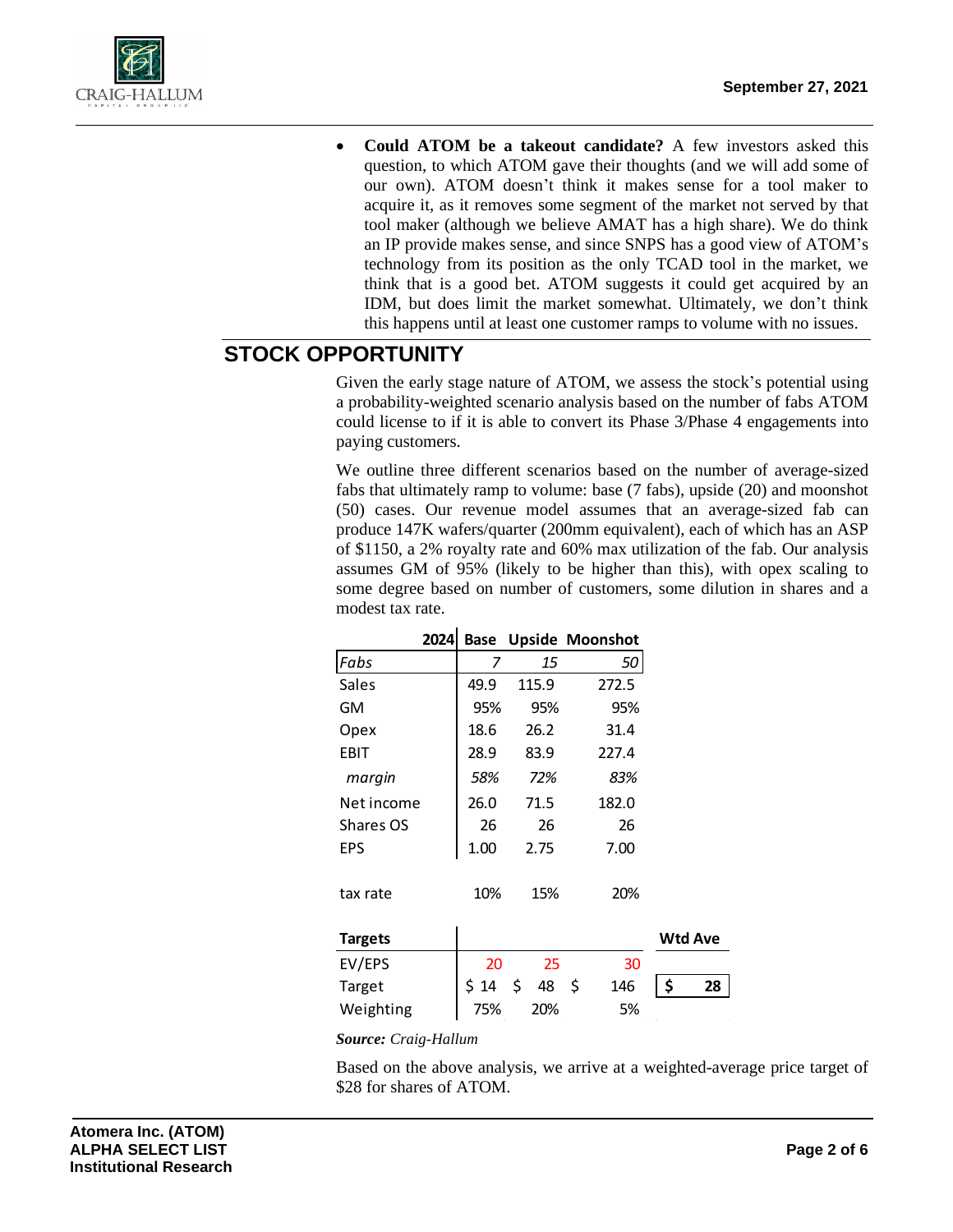- **Could ATOM be a takeout candidate?** A few investors asked this question, to which ATOM gave their thoughts (and we will add some of our own). ATOM doesn't think it makes sense for a tool maker to acquire it, as it removes some segment of the market not served by that tool maker (although we believe AMAT has a high share). We do think an IP provide makes sense, and since SNPS has a good view of ATOM's technology from its position as the only TCAD tool in the market, we think that is a good bet. ATOM suggests it could get acquired by an IDM, but does limit the market somewhat. Ultimately, we don't think this happens until at least one customer ramps to volume with no issues.

## STOCK OPPORTUNITY

Given the early stage nature of ATOM, we assess the stock's potential using a probability-weighted scenario analysis based on the number of fabs ATOM could license to if it is able to convert its Phase 3/Phase 4 engagements into paying customers.

We outline three different scenarios based on the number of average-sized fabs that ultimately ramp to volume: base (7 fabs), upside (20) and moonshot (50) cases. Our revenue model assumes that an average-sized fab can produce 147K wafers/quarter (200mm equivalent), each of which has an ASP of $1150, a 2% royalty rate and 60% max utilization of the fab. Our analysis assumes GM of 95% (likely to be higher than this), with opex scaling to some degree based on number of customers, some dilution in shares and a modest tax rate.

| 2024 | Base | Upside | Moonshot | Wtd Ave |
|---|---|---|---|---|
| *Fabs* | *7* | *15* | *50* | |
| Sales | 49.9 | 115.9 | 272.5 | |
| GM | 95% | 95% | 95% | |
| Opex | 18.6 | 26.2 | 31.4 | |
| EBIT | 28.9 | 83.9 | 227.4 | |
| *margin* | *58%* | *72%* | *83%* | |
| Net income | 26.0 | 71.5 | 182.0 | |
| Shares OS | 26 | 26 | 26 | |
| EPS | 1.00 | 2.75 | 7.00 | |
| | | | | |
| tax rate | 10% | 15% | 20% | |
| | | | | |
| **Targets** | | | | **Wtd Ave** |
| EV/EPS | 20 | 25 | 30 | |
| Target | $ 14 | $ 48 | $ 146 | $ 28 |
| Weighting | 75% | 20% | 5% | |

***Source:*** *Craig-Hallum*

Based on the above analysis, we arrive at a weighted-average price target of $28 for shares of ATOM.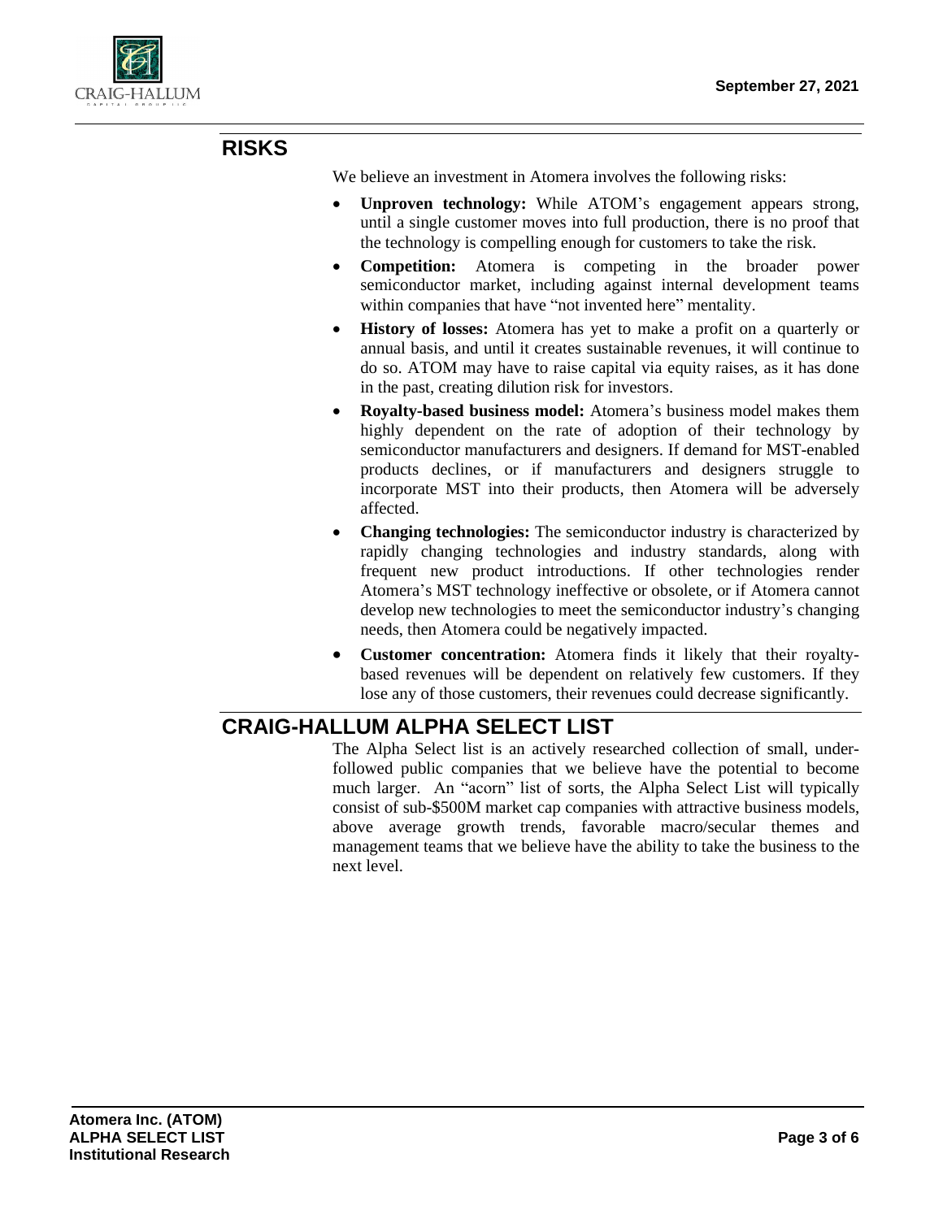## RISKS

We believe an investment in Atomera involves the following risks:

- **Unproven technology:** While ATOM's engagement appears strong, until a single customer moves into full production, there is no proof that the technology is compelling enough for customers to take the risk.
- **Competition:** Atomera is competing in the broader power semiconductor market, including against internal development teams within companies that have "not invented here" mentality.
- **History of losses:** Atomera has yet to make a profit on a quarterly or annual basis, and until it creates sustainable revenues, it will continue to do so. ATOM may have to raise capital via equity raises, as it has done in the past, creating dilution risk for investors.
- **Royalty-based business model:** Atomera's business model makes them highly dependent on the rate of adoption of their technology by semiconductor manufacturers and designers. If demand for MST-enabled products declines, or if manufacturers and designers struggle to incorporate MST into their products, then Atomera will be adversely affected.
- **Changing technologies:** The semiconductor industry is characterized by rapidly changing technologies and industry standards, along with frequent new product introductions. If other technologies render Atomera's MST technology ineffective or obsolete, or if Atomera cannot develop new technologies to meet the semiconductor industry's changing needs, then Atomera could be negatively impacted.
- **Customer concentration:** Atomera finds it likely that their royalty-based revenues will be dependent on relatively few customers. If they lose any of those customers, their revenues could decrease significantly.

## CRAIG-HALLUM ALPHA SELECT LIST

The Alpha Select list is an actively researched collection of small, under-followed public companies that we believe have the potential to become much larger. An "acorn" list of sorts, the Alpha Select List will typically consist of sub-$500M market cap companies with attractive business models, above average growth trends, favorable macro/secular themes and management teams that we believe have the ability to take the business to the next level.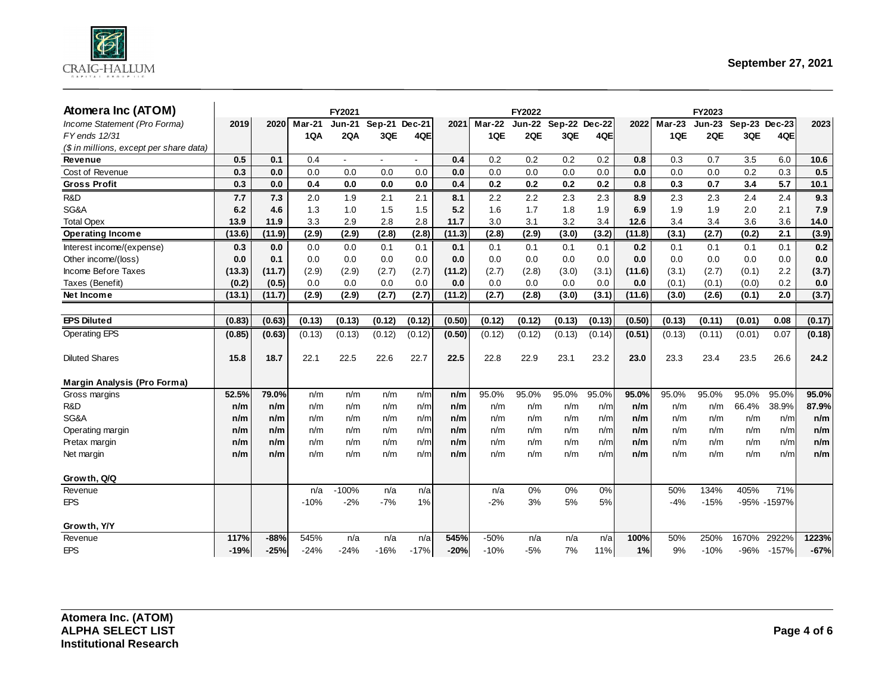September 27, 2021

| Atomera Inc (ATOM) | | | | FY2021 | | | | | FY2022 | | | | | FY2023 | | | |
|---|---|---|---|---|---|---|---|---|---|---|---|---|---|---|---|---|---|
| *Income Statement (Pro Forma)* | 2019 | 2020 | Mar-21 | Jun-21 | Sep-21 | Dec-21 | 2021 | Mar-22 | Jun-22 | Sep-22 | Dec-22 | 2022 | Mar-23 | Jun-23 | Sep-23 | Dec-23 | 2023 |
| *FY ends 12/31* | | | 1QA | 2QA | 3QE | 4QE | | 1QE | 2QE | 3QE | 4QE | | 1QE | 2QE | 3QE | 4QE | |
| *($ in millions, except per share data)* | | | | | | | | | | | | | | | | | |
| **Revenue** | **0.5** | **0.1** | 0.4 | - | - | - | **0.4** | 0.2 | 0.2 | 0.2 | 0.2 | **0.8** | 0.3 | 0.7 | 3.5 | 6.0 | **10.6** |
| Cost of Revenue | **0.3** | **0.0** | 0.0 | 0.0 | 0.0 | 0.0 | **0.0** | 0.0 | 0.0 | 0.0 | 0.0 | **0.0** | 0.0 | 0.0 | 0.2 | 0.3 | **0.5** |
| **Gross Profit** | **0.3** | **0.0** | **0.4** | **0.0** | **0.0** | **0.0** | **0.4** | **0.2** | **0.2** | **0.2** | **0.2** | **0.8** | **0.3** | **0.7** | **3.4** | **5.7** | **10.1** |
| R&D | **7.7** | **7.3** | 2.0 | 1.9 | 2.1 | 2.1 | **8.1** | 2.2 | 2.2 | 2.3 | 2.3 | **8.9** | 2.3 | 2.3 | 2.4 | 2.4 | **9.3** |
| SG&A | **6.2** | **4.6** | 1.3 | 1.0 | 1.5 | 1.5 | **5.2** | 1.6 | 1.7 | 1.8 | 1.9 | **6.9** | 1.9 | 1.9 | 2.0 | 2.1 | **7.9** |
| Total Opex | **13.9** | **11.9** | 3.3 | 2.9 | 2.8 | 2.8 | **11.7** | 3.0 | 3.1 | 3.2 | 3.4 | **12.6** | 3.4 | 3.4 | 3.6 | 3.6 | **14.0** |
| **Operating Income** | **(13.6)** | **(11.9)** | **(2.9)** | **(2.9)** | **(2.8)** | **(2.8)** | **(11.3)** | **(2.8)** | **(2.9)** | **(3.0)** | **(3.2)** | **(11.8)** | **(3.1)** | **(2.7)** | **(0.2)** | **2.1** | **(3.9)** |
| Interest income/(expense) | **0.3** | **0.0** | 0.0 | 0.0 | 0.1 | 0.1 | **0.1** | 0.1 | 0.1 | 0.1 | 0.1 | **0.2** | 0.1 | 0.1 | 0.1 | 0.1 | **0.2** |
| Other income/(loss) | **0.0** | **0.1** | 0.0 | 0.0 | 0.0 | 0.0 | **0.0** | 0.0 | 0.0 | 0.0 | 0.0 | **0.0** | 0.0 | 0.0 | 0.0 | 0.0 | **0.0** |
| Income Before Taxes | **(13.3)** | **(11.7)** | (2.9) | (2.9) | (2.7) | (2.7) | **(11.2)** | (2.7) | (2.8) | (3.0) | (3.1) | **(11.6)** | (3.1) | (2.7) | (0.1) | 2.2 | **(3.7)** |
| Taxes (Benefit) | **(0.2)** | **(0.5)** | 0.0 | 0.0 | 0.0 | 0.0 | **0.0** | 0.0 | 0.0 | 0.0 | 0.0 | **0.0** | (0.1) | (0.1) | (0.0) | 0.2 | **0.0** |
| **Net Income** | **(13.1)** | **(11.7)** | **(2.9)** | **(2.9)** | **(2.7)** | **(2.7)** | **(11.2)** | **(2.7)** | **(2.8)** | **(3.0)** | **(3.1)** | **(11.6)** | **(3.0)** | **(2.6)** | **(0.1)** | **2.0** | **(3.7)** |
| | | | | | | | | | | | | | | | | | |
| **EPS Diluted** | **(0.83)** | **(0.63)** | **(0.13)** | **(0.13)** | **(0.12)** | **(0.12)** | **(0.50)** | **(0.12)** | **(0.12)** | **(0.13)** | **(0.13)** | **(0.50)** | **(0.13)** | **(0.11)** | **(0.01)** | **0.08** | **(0.17)** |
| Operating EPS | **(0.85)** | **(0.63)** | (0.13) | (0.13) | (0.12) | (0.12) | **(0.50)** | (0.12) | (0.12) | (0.13) | (0.14) | **(0.51)** | (0.13) | (0.11) | (0.01) | 0.07 | **(0.18)** |
| Diluted Shares | **15.8** | **18.7** | 22.1 | 22.5 | 22.6 | 22.7 | **22.5** | 22.8 | 22.9 | 23.1 | 23.2 | **23.0** | 23.3 | 23.4 | 23.5 | 26.6 | **24.2** |
| **Margin Analysis (Pro Forma)** | | | | | | | | | | | | | | | | | |
| Gross margins | **52.5%** | **79.0%** | n/m | n/m | n/m | n/m | **n/m** | 95.0% | 95.0% | 95.0% | 95.0% | **95.0%** | 95.0% | 95.0% | 95.0% | 95.0% | **95.0%** |
| R&D | **n/m** | **n/m** | n/m | n/m | n/m | n/m | **n/m** | n/m | n/m | n/m | n/m | **n/m** | n/m | n/m | 66.4% | 38.9% | **87.9%** |
| SG&A | **n/m** | **n/m** | n/m | n/m | n/m | n/m | **n/m** | n/m | n/m | n/m | n/m | **n/m** | n/m | n/m | n/m | n/m | **n/m** |
| Operating margin | **n/m** | **n/m** | n/m | n/m | n/m | n/m | **n/m** | n/m | n/m | n/m | n/m | **n/m** | n/m | n/m | n/m | n/m | **n/m** |
| Pretax margin | **n/m** | **n/m** | n/m | n/m | n/m | n/m | **n/m** | n/m | n/m | n/m | n/m | **n/m** | n/m | n/m | n/m | n/m | **n/m** |
| Net margin | **n/m** | **n/m** | n/m | n/m | n/m | n/m | **n/m** | n/m | n/m | n/m | n/m | **n/m** | n/m | n/m | n/m | n/m | **n/m** |
| **Growth, Q/Q** | | | | | | | | | | | | | | | | | |
| Revenue | | | n/a | -100% | n/a | n/a | | n/a | 0% | 0% | 0% | | 50% | 134% | 405% | 71% | |
| EPS | | | -10% | -2% | -7% | 1% | | -2% | 3% | 5% | 5% | | -4% | -15% | -95% | -1597% | |
| **Growth, Y/Y** | | | | | | | | | | | | | | | | | |
| Revenue | **117%** | **-88%** | 545% | n/a | n/a | n/a | **545%** | -50% | n/a | n/a | n/a | **100%** | 50% | 250% | 1670% | 2922% | **1223%** |
| EPS | **-19%** | **-25%** | -24% | -24% | -16% | -17% | **-20%** | -10% | -5% | 7% | 11% | **1%** | 9% | -10% | -96% | -157% | **-67%** |

**Atomera Inc. (ATOM)**
**ALPHA SELECT LIST**
**Institutional Research**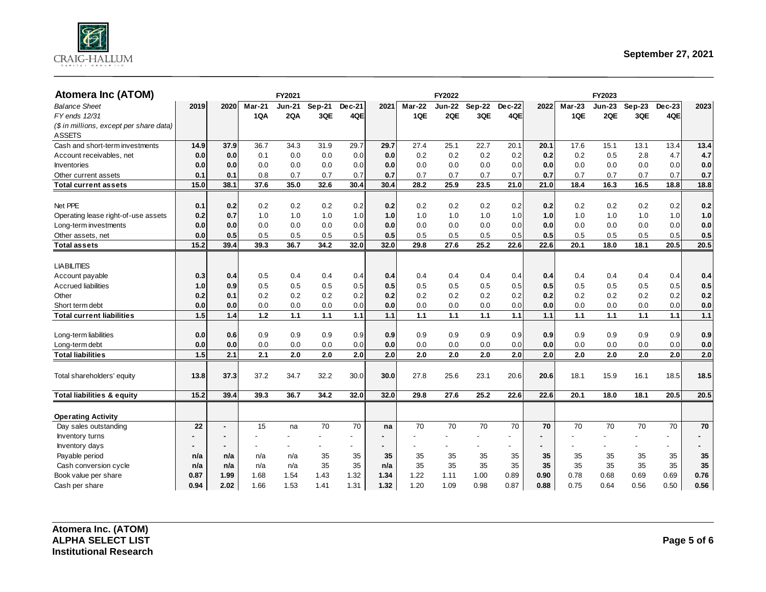## Atomera Inc (ATOM)

| Balance Sheet | 2019 | 2020 | Mar-21 | Jun-21 | Sep-21 | Dec-21 | 2021 | Mar-22 | Jun-22 | Sep-22 | Dec-22 | 2022 | Mar-23 | Jun-23 | Sep-23 | Dec-23 | 2023 |
|---|---|---|---|---|---|---|---|---|---|---|---|---|---|---|---|---|---|
| | | | FY2021 | | | | | FY2022 | | | | | FY2023 | | | | |
| *FY ends 12/31* | | | 1QA | 2QA | 3QE | 4QE | | 1QE | 2QE | 3QE | 4QE | | 1QE | 2QE | 3QE | 4QE | |
| *($ in millions, except per share data)* | | | | | | | | | | | | | | | | | |
| ASSETS | | | | | | | | | | | | | | | | | |
| Cash and short-term investments | **14.9** | **37.9** | 36.7 | 34.3 | 31.9 | 29.7 | **29.7** | 27.4 | 25.1 | 22.7 | 20.1 | **20.1** | 17.6 | 15.1 | 13.1 | 13.4 | **13.4** |
| Account receivables, net | **0.0** | **0.0** | 0.1 | 0.0 | 0.0 | 0.0 | **0.0** | 0.2 | 0.2 | 0.2 | 0.2 | **0.2** | 0.2 | 0.5 | 2.8 | 4.7 | **4.7** |
| Inventories | **0.0** | **0.0** | 0.0 | 0.0 | 0.0 | 0.0 | **0.0** | 0.0 | 0.0 | 0.0 | 0.0 | **0.0** | 0.0 | 0.0 | 0.0 | 0.0 | **0.0** |
| Other current assets | **0.1** | **0.1** | 0.8 | 0.7 | 0.7 | 0.7 | **0.7** | 0.7 | 0.7 | 0.7 | 0.7 | **0.7** | 0.7 | 0.7 | 0.7 | 0.7 | **0.7** |
| **Total current assets** | **15.0** | **38.1** | **37.6** | **35.0** | **32.6** | **30.4** | **30.4** | **28.2** | **25.9** | **23.5** | **21.0** | **21.0** | **18.4** | **16.3** | **16.5** | **18.8** | **18.8** |
| Net PPE | **0.1** | **0.2** | 0.2 | 0.2 | 0.2 | 0.2 | **0.2** | 0.2 | 0.2 | 0.2 | 0.2 | **0.2** | 0.2 | 0.2 | 0.2 | 0.2 | **0.2** |
| Operating lease right-of-use assets | **0.2** | **0.7** | 1.0 | 1.0 | 1.0 | 1.0 | **1.0** | 1.0 | 1.0 | 1.0 | 1.0 | **1.0** | 1.0 | 1.0 | 1.0 | 1.0 | **1.0** |
| Long-term investments | **0.0** | **0.0** | 0.0 | 0.0 | 0.0 | 0.0 | **0.0** | 0.0 | 0.0 | 0.0 | 0.0 | **0.0** | 0.0 | 0.0 | 0.0 | 0.0 | **0.0** |
| Other assets, net | **0.0** | **0.5** | 0.5 | 0.5 | 0.5 | 0.5 | **0.5** | 0.5 | 0.5 | 0.5 | 0.5 | **0.5** | 0.5 | 0.5 | 0.5 | 0.5 | **0.5** |
| **Total assets** | **15.2** | **39.4** | **39.3** | **36.7** | **34.2** | **32.0** | **32.0** | **29.8** | **27.6** | **25.2** | **22.6** | **22.6** | **20.1** | **18.0** | **18.1** | **20.5** | **20.5** |
| LIABILITIES | | | | | | | | | | | | | | | | | |
| Account payable | **0.3** | **0.4** | 0.5 | 0.4 | 0.4 | 0.4 | **0.4** | 0.4 | 0.4 | 0.4 | 0.4 | **0.4** | 0.4 | 0.4 | 0.4 | 0.4 | **0.4** |
| Accrued liabilities | **1.0** | **0.9** | 0.5 | 0.5 | 0.5 | 0.5 | **0.5** | 0.5 | 0.5 | 0.5 | 0.5 | **0.5** | 0.5 | 0.5 | 0.5 | 0.5 | **0.5** |
| Other | **0.2** | **0.1** | 0.2 | 0.2 | 0.2 | 0.2 | **0.2** | 0.2 | 0.2 | 0.2 | 0.2 | **0.2** | 0.2 | 0.2 | 0.2 | 0.2 | **0.2** |
| Short term debt | **0.0** | **0.0** | 0.0 | 0.0 | 0.0 | 0.0 | **0.0** | 0.0 | 0.0 | 0.0 | 0.0 | **0.0** | 0.0 | 0.0 | 0.0 | 0.0 | **0.0** |
| **Total current liabilities** | **1.5** | **1.4** | **1.2** | **1.1** | **1.1** | **1.1** | **1.1** | **1.1** | **1.1** | **1.1** | **1.1** | **1.1** | **1.1** | **1.1** | **1.1** | **1.1** | **1.1** |
| Long-term liabilities | **0.0** | **0.6** | 0.9 | 0.9 | 0.9 | 0.9 | **0.9** | 0.9 | 0.9 | 0.9 | 0.9 | **0.9** | 0.9 | 0.9 | 0.9 | 0.9 | **0.9** |
| Long-term debt | **0.0** | **0.0** | 0.0 | 0.0 | 0.0 | 0.0 | **0.0** | 0.0 | 0.0 | 0.0 | 0.0 | **0.0** | 0.0 | 0.0 | 0.0 | 0.0 | **0.0** |
| **Total liabilities** | **1.5** | **2.1** | **2.1** | **2.0** | **2.0** | **2.0** | **2.0** | **2.0** | **2.0** | **2.0** | **2.0** | **2.0** | **2.0** | **2.0** | **2.0** | **2.0** | **2.0** |
| Total shareholders' equity | **13.8** | **37.3** | 37.2 | 34.7 | 32.2 | 30.0 | **30.0** | 27.8 | 25.6 | 23.1 | 20.6 | **20.6** | 18.1 | 15.9 | 16.1 | 18.5 | **18.5** |
| **Total liabilities & equity** | **15.2** | **39.4** | **39.3** | **36.7** | **34.2** | **32.0** | **32.0** | **29.8** | **27.6** | **25.2** | **22.6** | **22.6** | **20.1** | **18.0** | **18.1** | **20.5** | **20.5** |
| **Operating Activity** | | | | | | | | | | | | | | | | | |
| Day sales outstanding | **22** | **-** | 15 | na | 70 | 70 | **na** | 70 | 70 | 70 | 70 | **70** | 70 | 70 | 70 | 70 | **70** |
| Inventory turns | **-** | **-** | - | - | - | - | **-** | - | - | - | - | **-** | - | - | - | - | **-** |
| Inventory days | **-** | **-** | - | - | - | - | **-** | - | - | - | - | **-** | - | - | - | - | **-** |
| Payable period | **n/a** | **n/a** | n/a | n/a | 35 | 35 | **35** | 35 | 35 | 35 | 35 | **35** | 35 | 35 | 35 | 35 | **35** |
| Cash conversion cycle | **n/a** | **n/a** | n/a | n/a | 35 | 35 | **n/a** | 35 | 35 | 35 | 35 | **35** | 35 | 35 | 35 | 35 | **35** |
| Book value per share | **0.87** | **1.99** | 1.68 | 1.54 | 1.43 | 1.32 | **1.34** | 1.22 | 1.11 | 1.00 | 0.89 | **0.90** | 0.78 | 0.68 | 0.69 | 0.69 | **0.76** |
| Cash per share | **0.94** | **2.02** | 1.66 | 1.53 | 1.41 | 1.31 | **1.32** | 1.20 | 1.09 | 0.98 | 0.87 | **0.88** | 0.75 | 0.64 | 0.56 | 0.50 | **0.56** |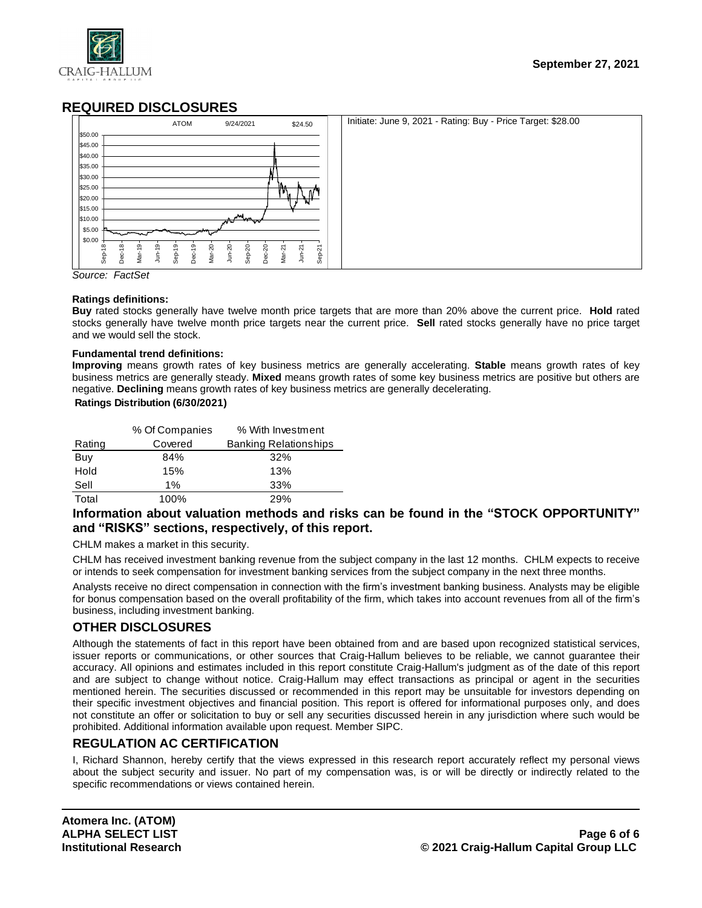September 27, 2021

## REQUIRED DISCLOSURES

ATOM 9/24/2021 $24.50

$50.00
$45.00
$40.00
$35.00
$30.00
$25.00
$20.00
$15.00
$10.00
$5.00
$0.00

Sep-18 Dec-18 Mar-19 Jun-19 Sep-19 Dec-19 Mar-20 Jun-20 Sep-20 Dec-20 Mar-21 Jun-21 Sep-21

Initiate: June 9, 2021 - Rating: Buy - Price Target: $28.00

*Source: FactSet*

**Ratings definitions:**
**Buy** rated stocks generally have twelve month price targets that are more than 20% above the current price. **Hold** rated stocks generally have twelve month price targets near the current price. **Sell** rated stocks generally have no price target and we would sell the stock.

**Fundamental trend definitions:**
**Improving** means growth rates of key business metrics are generally accelerating. **Stable** means growth rates of key business metrics are generally steady. **Mixed** means growth rates of some key business metrics are positive but others are negative. **Declining** means growth rates of key business metrics are generally decelerating.

**Ratings Distribution (6/30/2021)**

| Rating | % Of Companies Covered | % With Investment Banking Relationships |
|---|---|---|
| Buy | 84% | 32% |
| Hold | 15% | 13% |
| Sell | 1% | 33% |
| Total | 100% | 29% |

### Information about valuation methods and risks can be found in the "STOCK OPPORTUNITY" and "RISKS" sections, respectively, of this report.

CHLM makes a market in this security.

CHLM has received investment banking revenue from the subject company in the last 12 months. CHLM expects to receive or intends to seek compensation for investment banking services from the subject company in the next three months.

Analysts receive no direct compensation in connection with the firm's investment banking business. Analysts may be eligible for bonus compensation based on the overall profitability of the firm, which takes into account revenues from all of the firm's business, including investment banking.

## OTHER DISCLOSURES

Although the statements of fact in this report have been obtained from and are based upon recognized statistical services, issuer reports or communications, or other sources that Craig-Hallum believes to be reliable, we cannot guarantee their accuracy. All opinions and estimates included in this report constitute Craig-Hallum's judgment as of the date of this report and are subject to change without notice. Craig-Hallum may effect transactions as principal or agent in the securities mentioned herein. The securities discussed or recommended in this report may be unsuitable for investors depending on their specific investment objectives and financial position. This report is offered for informational purposes only, and does not constitute an offer or solicitation to buy or sell any securities discussed herein in any jurisdiction where such would be prohibited. Additional information available upon request. Member SIPC.

## REGULATION AC CERTIFICATION

I, Richard Shannon, hereby certify that the views expressed in this research report accurately reflect my personal views about the subject security and issuer. No part of my compensation was, is or will be directly or indirectly related to the specific recommendations or views contained herein.